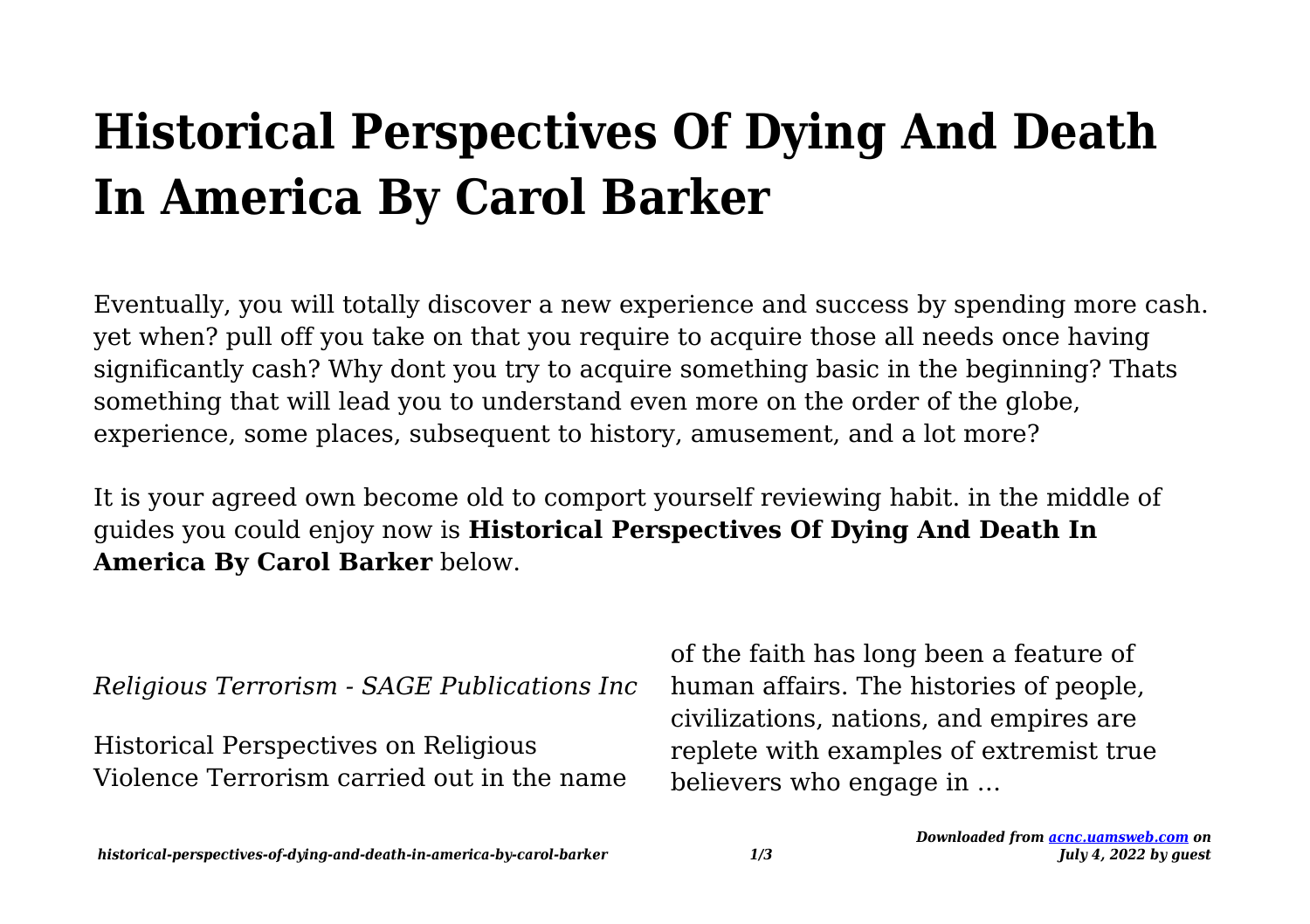# Historical Perspectives Of Dying And Death In America By Carol Barker

Eventually, you will totally discover a new experience and success by spending more cash. yet when? pull off you take on that you require to acquire those all needs once having significantly cash? Why dont you try to acquire something basic in the beginning? Thats something that will lead you to understand even more on the order of the globe, experience, some places, subsequent to history, amusement, and a lot more?

It is your agreed own become old to comport yourself reviewing habit. in the middle of guides you could enjoy now is **Historical Perspectives Of Dying And Death In America By Carol Barker** below.

*Religious Terrorism - SAGE Publications Inc*

Historical Perspectives on Religious Violence Terrorism carried out in the name of the faith has long been a feature of human affairs. The histories of people, civilizations, nations, and empires are replete with examples of extremist true believers who engage in …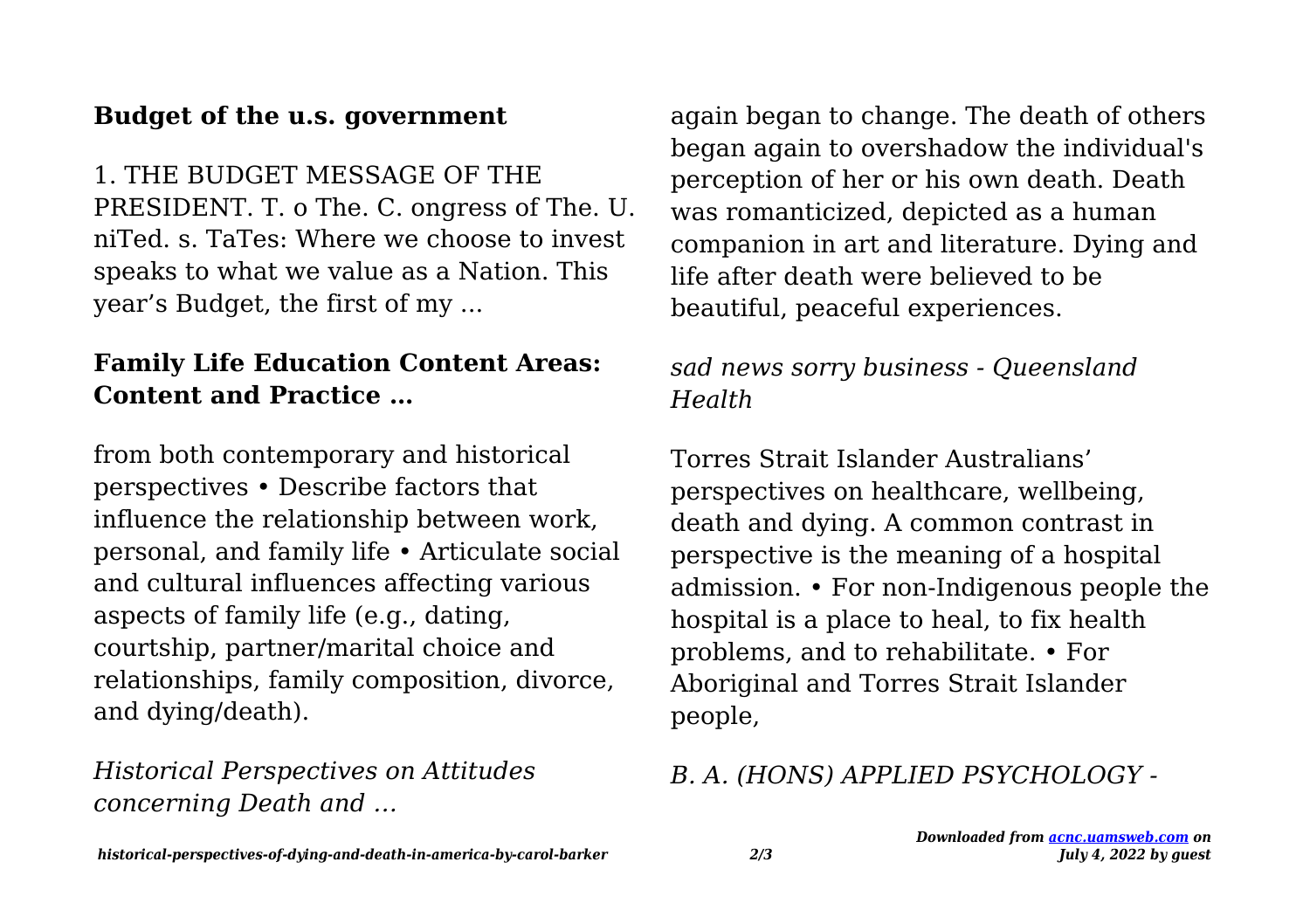## Budget of the u.s. government

1. THE BUDGET MESSAGE OF THE PRESIDENT. T. o The. C. ongress of The. U. niTed. s. TaTes: Where we choose to invest speaks to what we value as a Nation. This year's Budget, the first of my ...

## Family Life Education Content Areas: Content and Practice …

from both contemporary and historical perspectives • Describe factors that influence the relationship between work, personal, and family life • Articulate social and cultural influences affecting various aspects of family life (e.g., dating, courtship, partner/marital choice and relationships, family composition, divorce, and dying/death).

*Historical Perspectives on Attitudes concerning Death and …*

again began to change. The death of others began again to overshadow the individual's perception of her or his own death. Death was romanticized, depicted as a human companion in art and literature. Dying and life after death were believed to be beautiful, peaceful experiences.

*sad news sorry business - Queensland Health*

Torres Strait Islander Australians' perspectives on healthcare, wellbeing, death and dying. A common contrast in perspective is the meaning of a hospital admission. • For non-Indigenous people the hospital is a place to heal, to fix health problems, and to rehabilitate. • For Aboriginal and Torres Strait Islander people,

*B. A. (HONS) APPLIED PSYCHOLOGY -*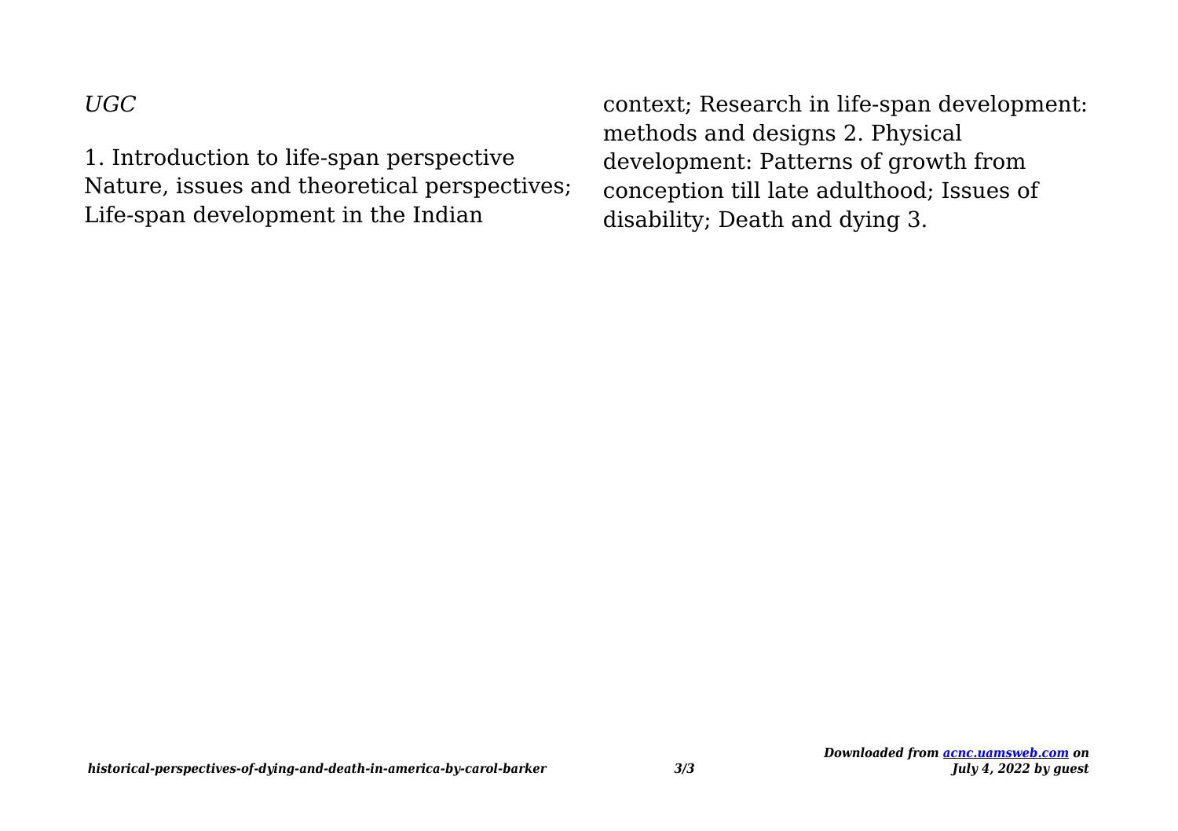*UGC*

1. Introduction to life-span perspective Nature, issues and theoretical perspectives; Life-span development in the Indian context; Research in life-span development: methods and designs 2. Physical development: Patterns of growth from conception till late adulthood; Issues of disability; Death and dying 3.